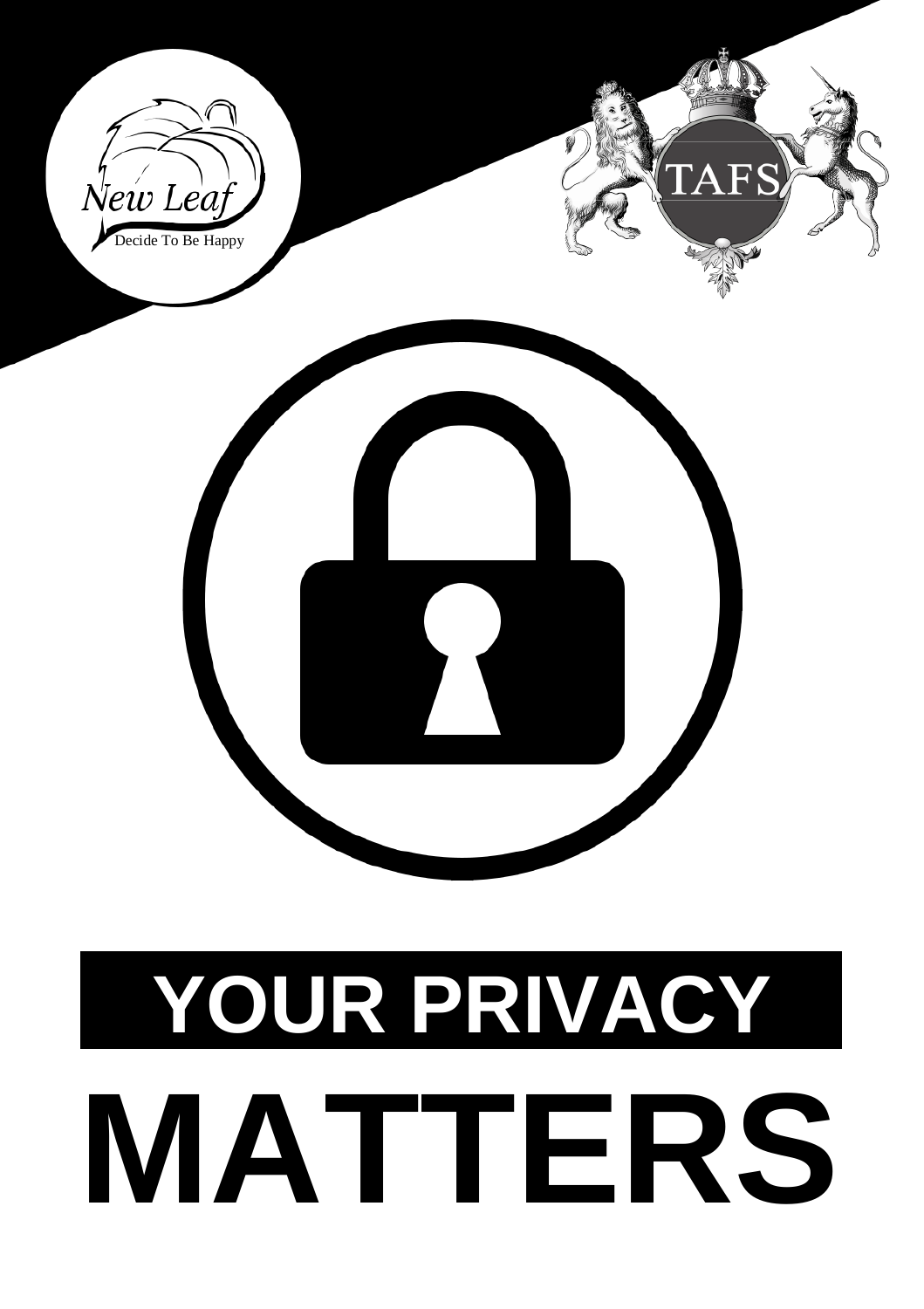New Leaf

Decide To Be Happy

TAFS

# YOUR PRIVACY MATTERS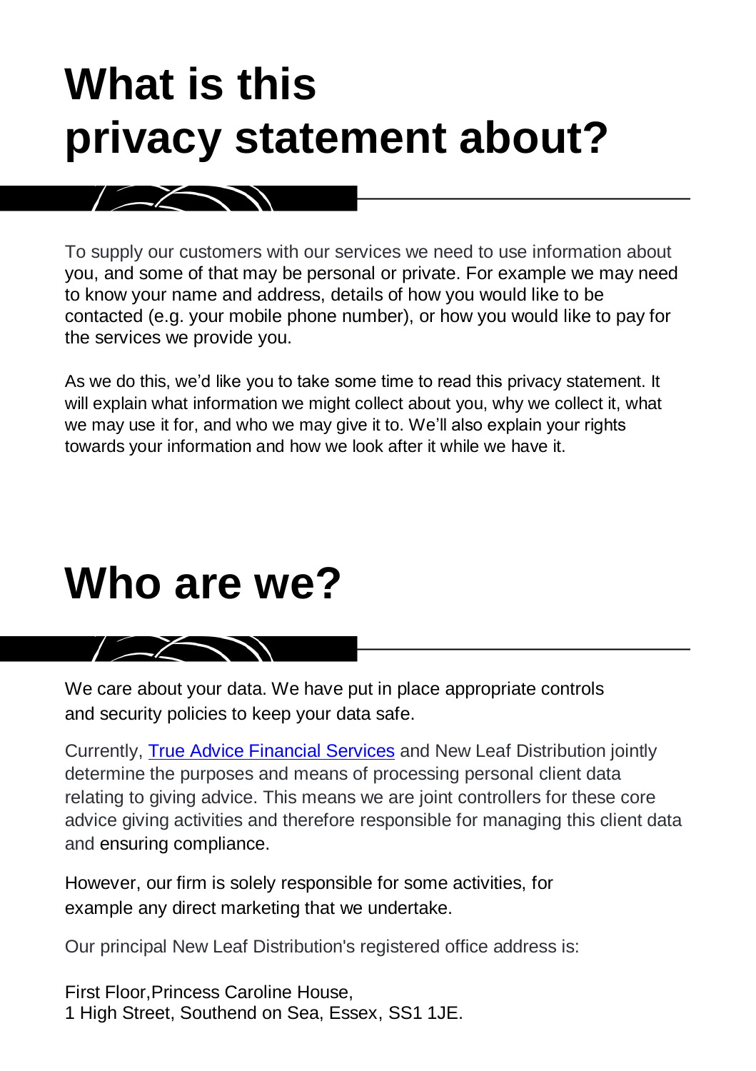# What is this privacy statement about?

To supply our customers with our services we need to use information about you, and some of that may be personal or private. For example we may need to know your name and address, details of how you would like to be contacted (e.g. your mobile phone number), or how you would like to pay for the services we provide you.

As we do this, we'd like you to take some time to read this privacy statement. It will explain what information we might collect about you, why we collect it, what we may use it for, and who we may give it to. We'll also explain your rights towards your information and how we look after it while we have it.

# Who are we?

We care about your data. We have put in place appropriate controls and security policies to keep your data safe.

Currently, True Advice Financial Services and New Leaf Distribution jointly determine the purposes and means of processing personal client data relating to giving advice. This means we are joint controllers for these core advice giving activities and therefore responsible for managing this client data and ensuring compliance.

However, our firm is solely responsible for some activities, for example any direct marketing that we undertake.

Our principal New Leaf Distribution's registered office address is:

First Floor,Princess Caroline House,
1 High Street, Southend on Sea, Essex, SS1 1JE.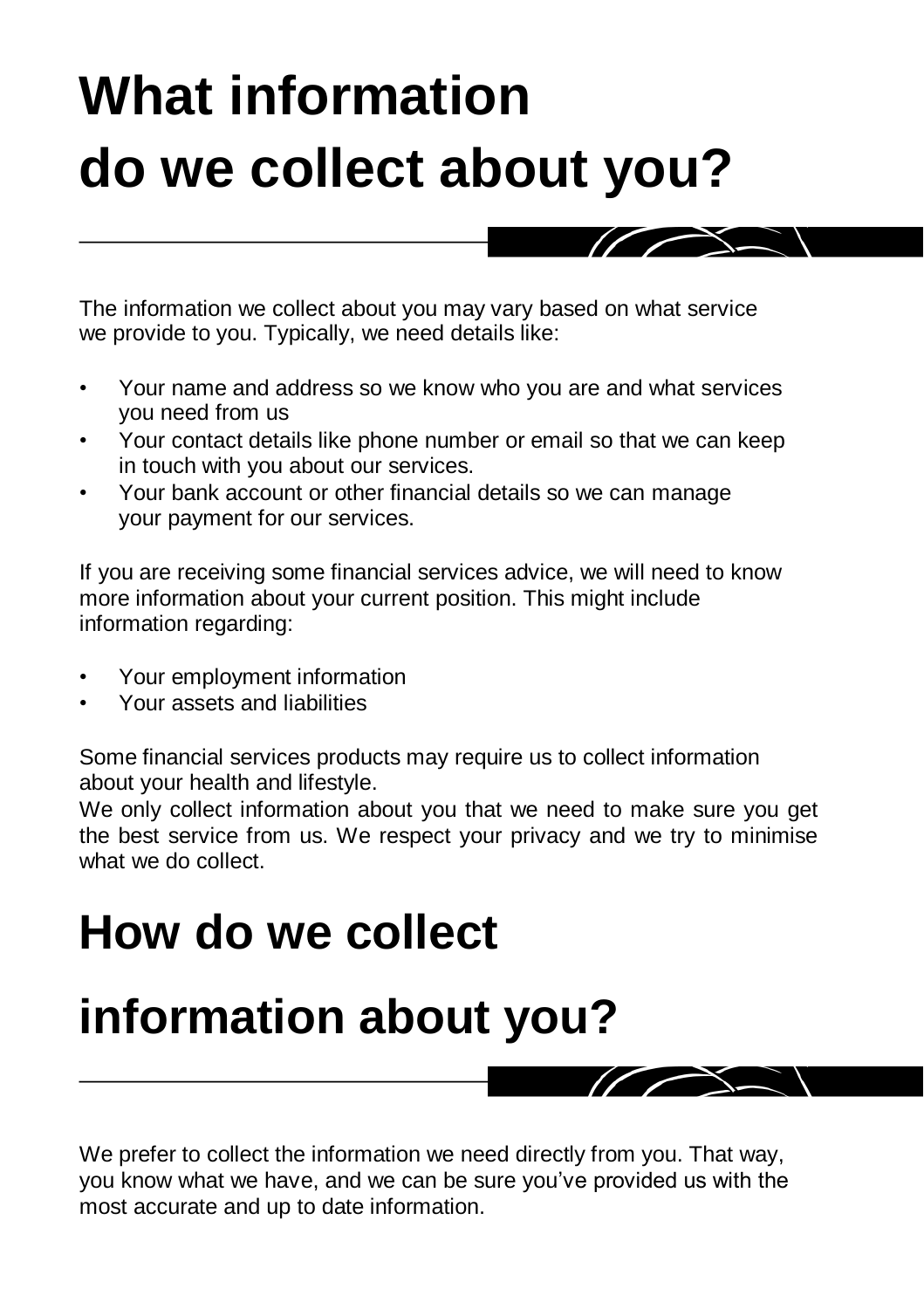# What information do we collect about you?

The information we collect about you may vary based on what service we provide to you. Typically, we need details like:

- Your name and address so we know who you are and what services you need from us
- Your contact details like phone number or email so that we can keep in touch with you about our services.
- Your bank account or other financial details so we can manage your payment for our services.

If you are receiving some financial services advice, we will need to know more information about your current position. This might include information regarding:

- Your employment information
- Your assets and liabilities

Some financial services products may require us to collect information about your health and lifestyle.
We only collect information about you that we need to make sure you get the best service from us. We respect your privacy and we try to minimise what we do collect.

# How do we collect information about you?

We prefer to collect the information we need directly from you. That way, you know what we have, and we can be sure you've provided us with the most accurate and up to date information.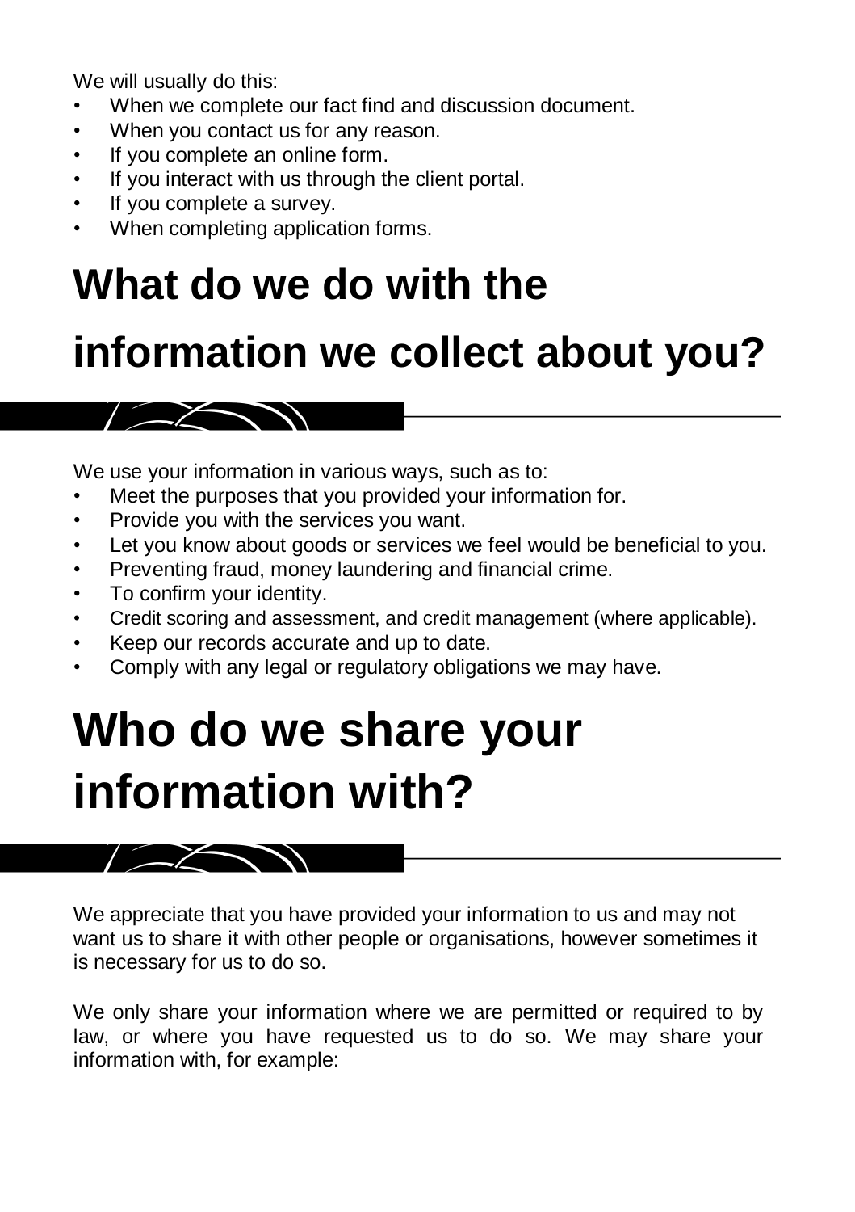We will usually do this:

- When we complete our fact find and discussion document.
- When you contact us for any reason.
- If you complete an online form.
- If you interact with us through the client portal.
- If you complete a survey.
- When completing application forms.

# What do we do with the information we collect about you?

We use your information in various ways, such as to:

- Meet the purposes that you provided your information for.
- Provide you with the services you want.
- Let you know about goods or services we feel would be beneficial to you.
- Preventing fraud, money laundering and financial crime.
- To confirm your identity.
- Credit scoring and assessment, and credit management (where applicable).
- Keep our records accurate and up to date.
- Comply with any legal or regulatory obligations we may have.

# Who do we share your information with?

We appreciate that you have provided your information to us and may not want us to share it with other people or organisations, however sometimes it is necessary for us to do so.

We only share your information where we are permitted or required to by law, or where you have requested us to do so. We may share your information with, for example: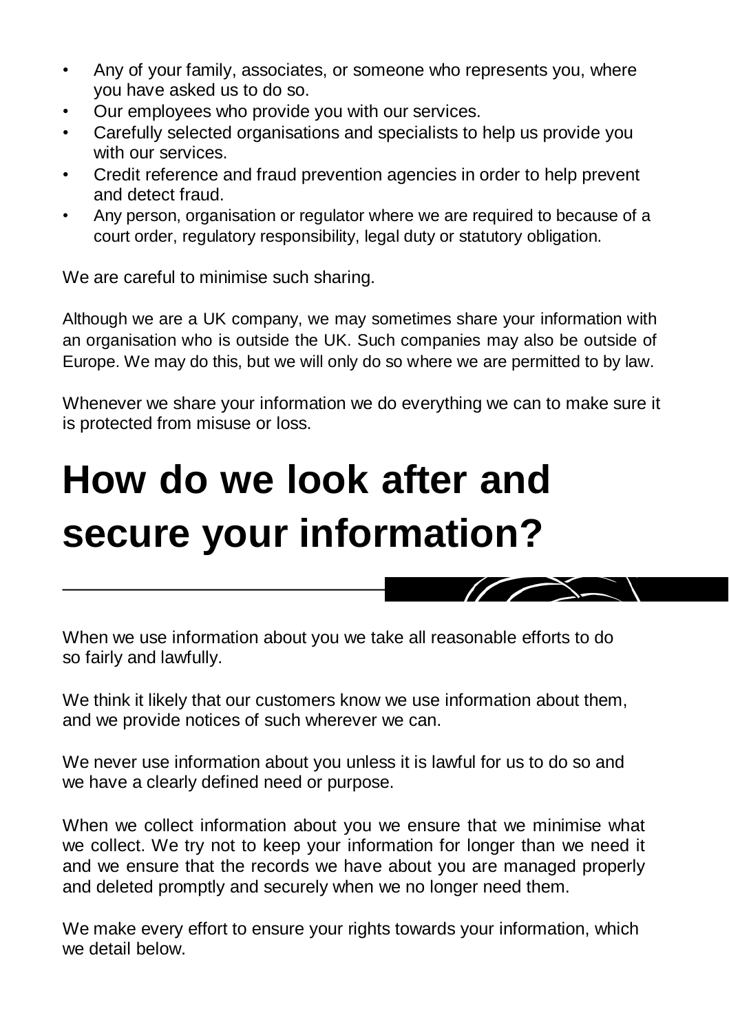- Any of your family, associates, or someone who represents you, where you have asked us to do so.
- Our employees who provide you with our services.
- Carefully selected organisations and specialists to help us provide you with our services.
- Credit reference and fraud prevention agencies in order to help prevent and detect fraud.
- Any person, organisation or regulator where we are required to because of a court order, regulatory responsibility, legal duty or statutory obligation.

We are careful to minimise such sharing.

Although we are a UK company, we may sometimes share your information with an organisation who is outside the UK. Such companies may also be outside of Europe. We may do this, but we will only do so where we are permitted to by law.

Whenever we share your information we do everything we can to make sure it is protected from misuse or loss.

# How do we look after and secure your information?

When we use information about you we take all reasonable efforts to do so fairly and lawfully.

We think it likely that our customers know we use information about them, and we provide notices of such wherever we can.

We never use information about you unless it is lawful for us to do so and we have a clearly defined need or purpose.

When we collect information about you we ensure that we minimise what we collect. We try not to keep your information for longer than we need it and we ensure that the records we have about you are managed properly and deleted promptly and securely when we no longer need them.

We make every effort to ensure your rights towards your information, which we detail below.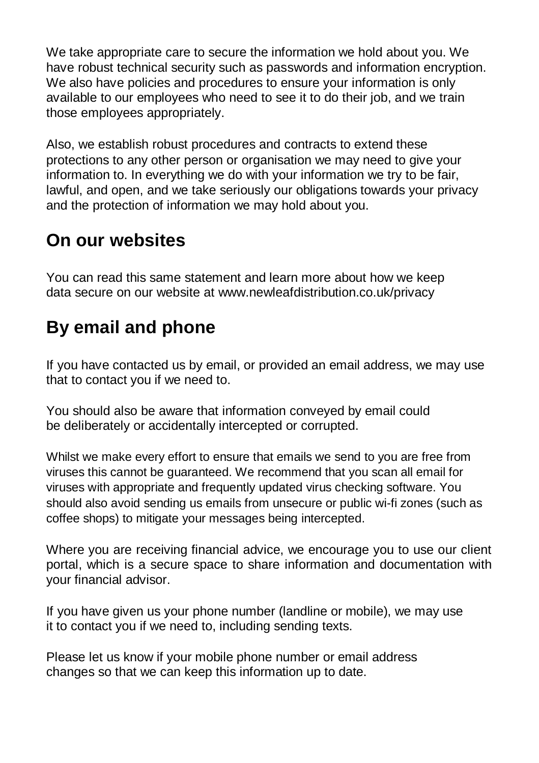We take appropriate care to secure the information we hold about you. We have robust technical security such as passwords and information encryption. We also have policies and procedures to ensure your information is only available to our employees who need to see it to do their job, and we train those employees appropriately.

Also, we establish robust procedures and contracts to extend these protections to any other person or organisation we may need to give your information to. In everything we do with your information we try to be fair, lawful, and open, and we take seriously our obligations towards your privacy and the protection of information we may hold about you.

## On our websites

You can read this same statement and learn more about how we keep data secure on our website at www.newleafdistribution.co.uk/privacy

## By email and phone

If you have contacted us by email, or provided an email address, we may use that to contact you if we need to.

You should also be aware that information conveyed by email could be deliberately or accidentally intercepted or corrupted.

Whilst we make every effort to ensure that emails we send to you are free from viruses this cannot be guaranteed. We recommend that you scan all email for viruses with appropriate and frequently updated virus checking software. You should also avoid sending us emails from unsecure or public wi-fi zones (such as coffee shops) to mitigate your messages being intercepted.

Where you are receiving financial advice, we encourage you to use our client portal, which is a secure space to share information and documentation with your financial advisor.

If you have given us your phone number (landline or mobile), we may use it to contact you if we need to, including sending texts.

Please let us know if your mobile phone number or email address changes so that we can keep this information up to date.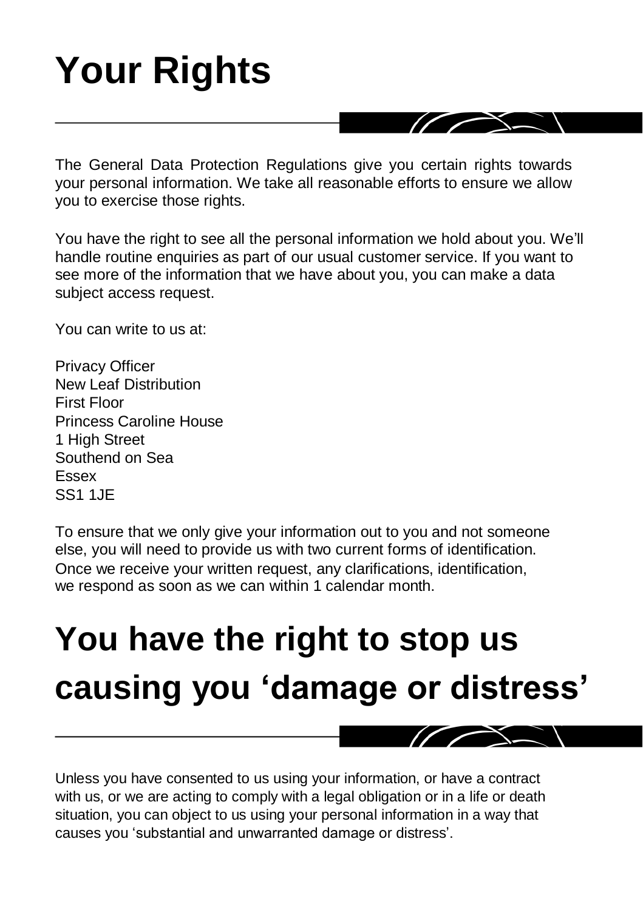# Your Rights

The General Data Protection Regulations give you certain rights towards your personal information. We take all reasonable efforts to ensure we allow you to exercise those rights.

You have the right to see all the personal information we hold about you. We'll handle routine enquiries as part of our usual customer service. If you want to see more of the information that we have about you, you can make a data subject access request.

You can write to us at:

Privacy Officer
New Leaf Distribution
First Floor
Princess Caroline House
1 High Street
Southend on Sea
Essex
SS1 1JE

To ensure that we only give your information out to you and not someone else, you will need to provide us with two current forms of identification. Once we receive your written request, any clarifications, identification, we respond as soon as we can within 1 calendar month.

# You have the right to stop us causing you 'damage or distress'

Unless you have consented to us using your information, or have a contract with us, or we are acting to comply with a legal obligation or in a life or death situation, you can object to us using your personal information in a way that causes you 'substantial and unwarranted damage or distress'.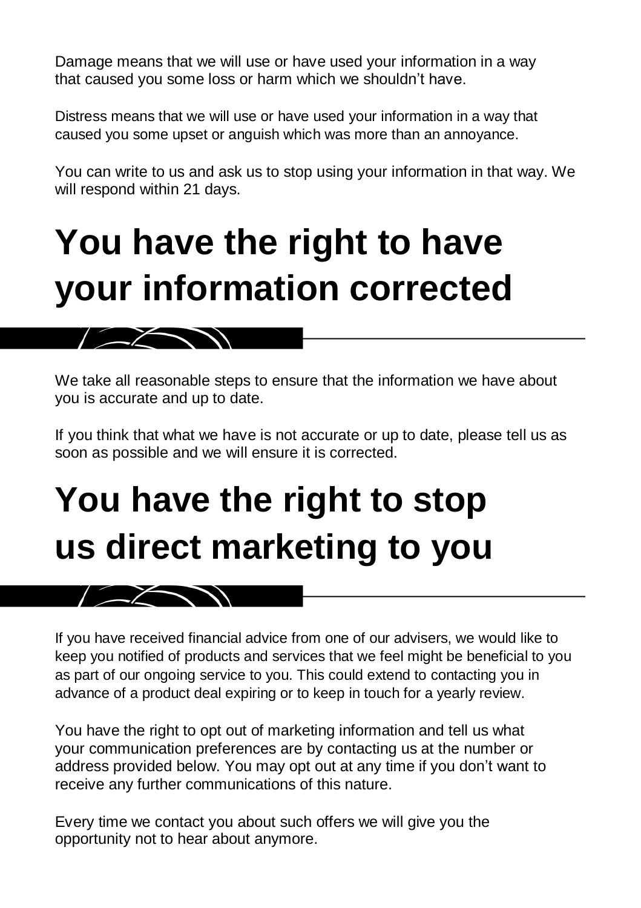Damage means that we will use or have used your information in a way that caused you some loss or harm which we shouldn't have.

Distress means that we will use or have used your information in a way that caused you some upset or anguish which was more than an annoyance.

You can write to us and ask us to stop using your information in that way. We will respond within 21 days.

# You have the right to have your information corrected

We take all reasonable steps to ensure that the information we have about you is accurate and up to date.

If you think that what we have is not accurate or up to date, please tell us as soon as possible and we will ensure it is corrected.

# You have the right to stop us direct marketing to you

If you have received financial advice from one of our advisers, we would like to keep you notified of products and services that we feel might be beneficial to you as part of our ongoing service to you. This could extend to contacting you in advance of a product deal expiring or to keep in touch for a yearly review.

You have the right to opt out of marketing information and tell us what your communication preferences are by contacting us at the number or address provided below. You may opt out at any time if you don't want to receive any further communications of this nature.

Every time we contact you about such offers we will give you the opportunity not to hear about anymore.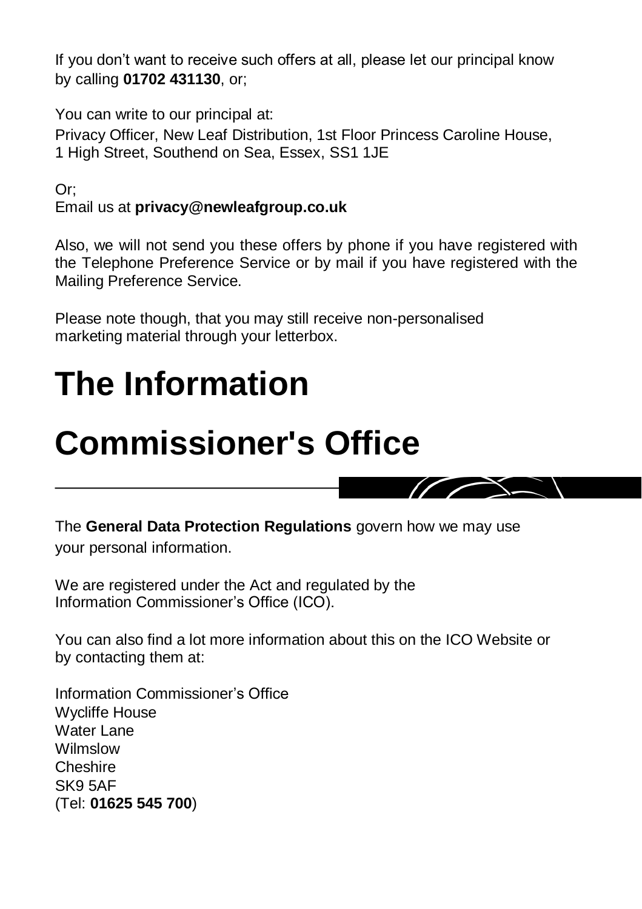If you don't want to receive such offers at all, please let our principal know by calling **01702 431130**, or;

You can write to our principal at:

Privacy Officer, New Leaf Distribution, 1st Floor Princess Caroline House, 1 High Street, Southend on Sea, Essex, SS1 1JE

Or;

Email us at **privacy@newleafgroup.co.uk**

Also, we will not send you these offers by phone if you have registered with the Telephone Preference Service or by mail if you have registered with the Mailing Preference Service.

Please note though, that you may still receive non-personalised marketing material through your letterbox.

# The Information Commissioner's Office

The **General Data Protection Regulations** govern how we may use your personal information.

We are registered under the Act and regulated by the Information Commissioner's Office (ICO).

You can also find a lot more information about this on the ICO Website or by contacting them at:

Information Commissioner's Office
Wycliffe House
Water Lane
Wilmslow
Cheshire
SK9 5AF
(Tel: **01625 545 700**)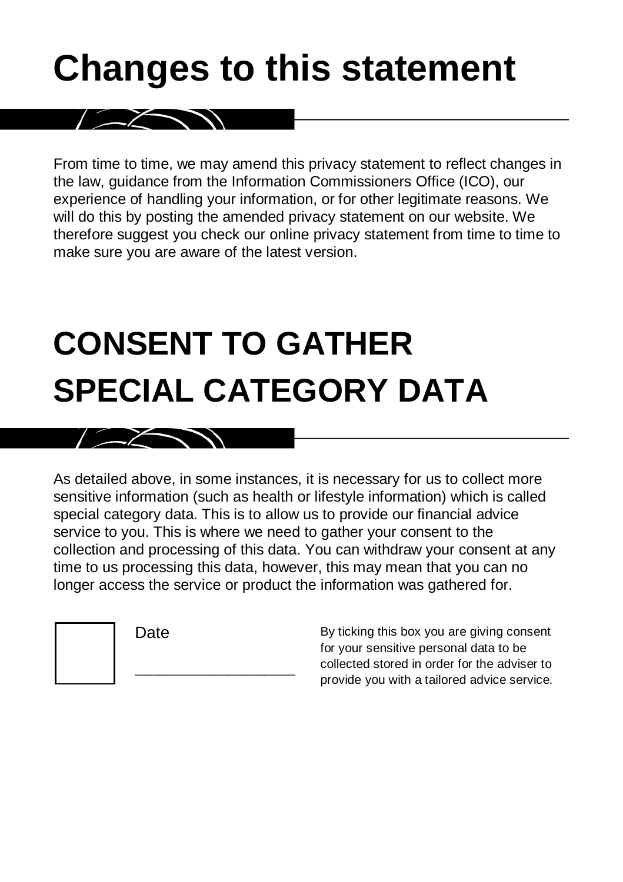# Changes to this statement

From time to time, we may amend this privacy statement to reflect changes in the law, guidance from the Information Commissioners Office (ICO), our experience of handling your information, or for other legitimate reasons. We will do this by posting the amended privacy statement on our website. We therefore suggest you check our online privacy statement from time to time to make sure you are aware of the latest version.

# CONSENT TO GATHER SPECIAL CATEGORY DATA

As detailed above, in some instances, it is necessary for us to collect more sensitive information (such as health or lifestyle information) which is called special category data. This is to allow us to provide our financial advice service to you. This is where we need to gather your consent to the collection and processing of this data. You can withdraw your consent at any time to us processing this data, however, this may mean that you can no longer access the service or product the information was gathered for.

☐

Date

______________________

By ticking this box you are giving consent for your sensitive personal data to be collected stored in order for the adviser to provide you with a tailored advice service.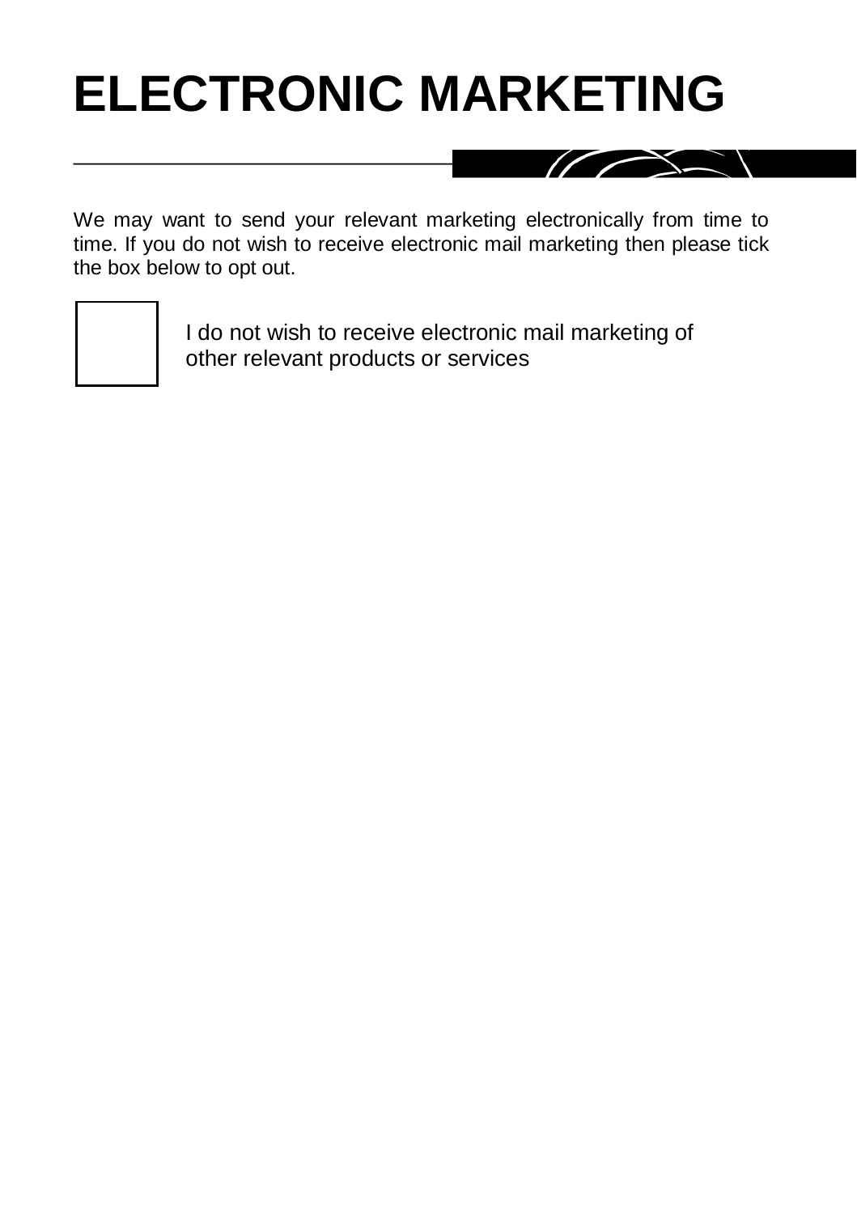# ELECTRONIC MARKETING

We may want to send your relevant marketing electronically from time to time. If you do not wish to receive electronic mail marketing then please tick the box below to opt out.

☐ I do not wish to receive electronic mail marketing of other relevant products or services